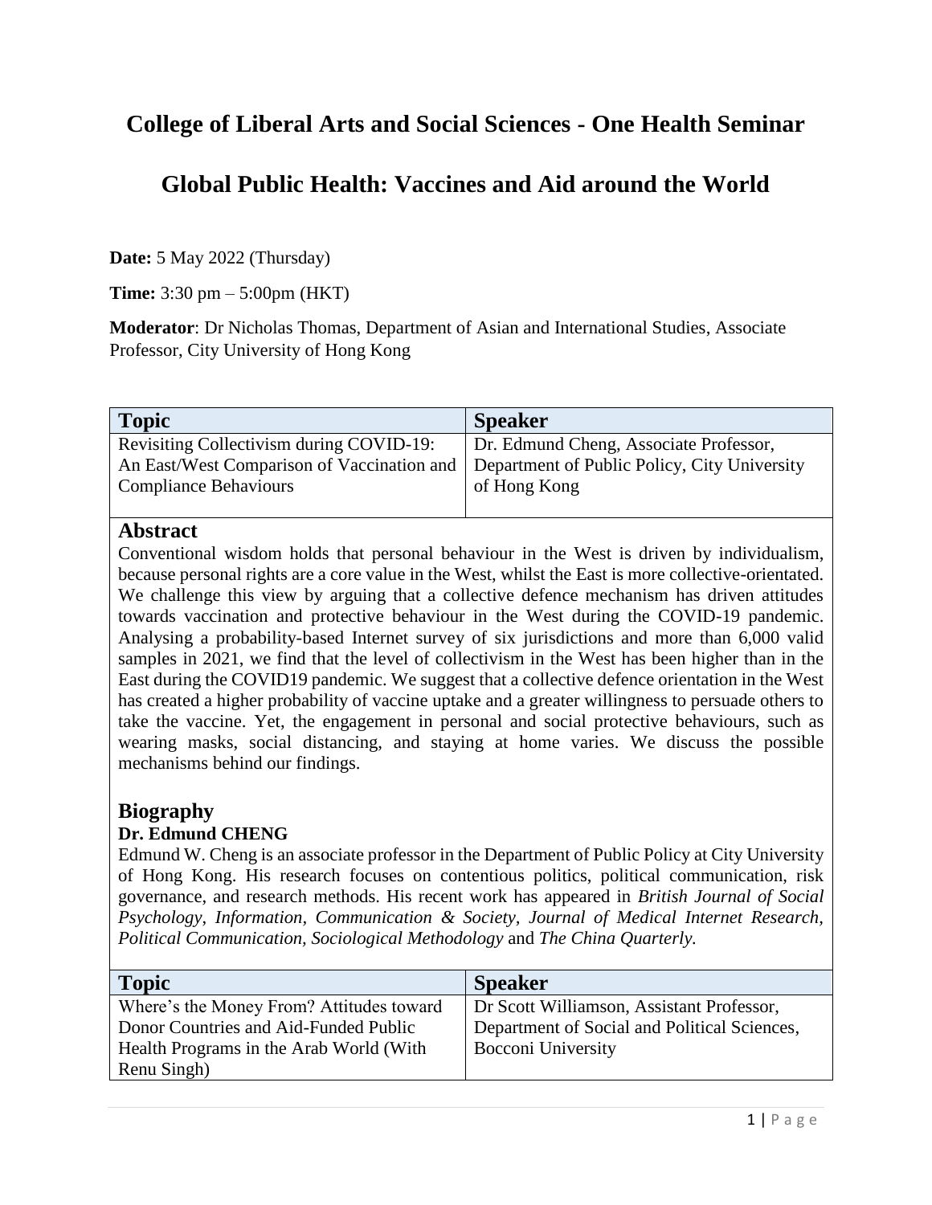# College of Liberal Arts and Social Sciences - One Health Seminar

# Global Public Health: Vaccines and Aid around the World

**Date:** 5 May 2022 (Thursday)

**Time:** 3:30 pm – 5:00pm (HKT)

**Moderator**: Dr Nicholas Thomas, Department of Asian and International Studies, Associate Professor, City University of Hong Kong

| Topic | Speaker |
|---|---|
| Revisiting Collectivism during COVID-19: An East/West Comparison of Vaccination and Compliance Behaviours | Dr. Edmund Cheng, Associate Professor, Department of Public Policy, City University of Hong Kong |

## Abstract

Conventional wisdom holds that personal behaviour in the West is driven by individualism, because personal rights are a core value in the West, whilst the East is more collective-orientated. We challenge this view by arguing that a collective defence mechanism has driven attitudes towards vaccination and protective behaviour in the West during the COVID-19 pandemic. Analysing a probability-based Internet survey of six jurisdictions and more than 6,000 valid samples in 2021, we find that the level of collectivism in the West has been higher than in the East during the COVID19 pandemic. We suggest that a collective defence orientation in the West has created a higher probability of vaccine uptake and a greater willingness to persuade others to take the vaccine. Yet, the engagement in personal and social protective behaviours, such as wearing masks, social distancing, and staying at home varies. We discuss the possible mechanisms behind our findings.

## Biography

### Dr. Edmund CHENG

Edmund W. Cheng is an associate professor in the Department of Public Policy at City University of Hong Kong. His research focuses on contentious politics, political communication, risk governance, and research methods. His recent work has appeared in *British Journal of Social Psychology*, *Information, Communication & Society*, *Journal of Medical Internet Research*, *Political Communication*, *Sociological Methodology* and *The China Quarterly.*

| Topic | Speaker |
|---|---|
| Where's the Money From? Attitudes toward Donor Countries and Aid-Funded Public Health Programs in the Arab World (With Renu Singh) | Dr Scott Williamson, Assistant Professor, Department of Social and Political Sciences, Bocconi University |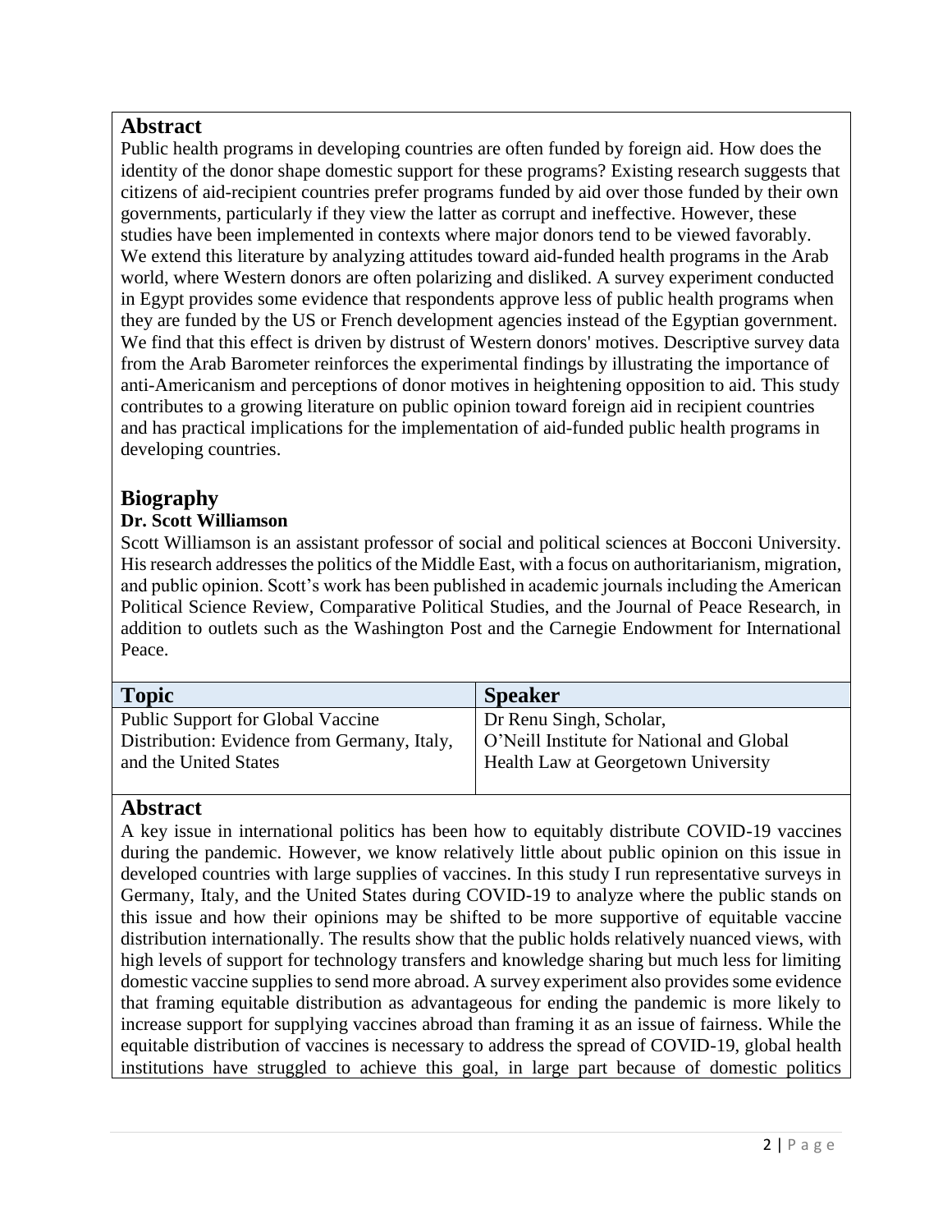## Abstract

Public health programs in developing countries are often funded by foreign aid. How does the identity of the donor shape domestic support for these programs? Existing research suggests that citizens of aid-recipient countries prefer programs funded by aid over those funded by their own governments, particularly if they view the latter as corrupt and ineffective. However, these studies have been implemented in contexts where major donors tend to be viewed favorably. We extend this literature by analyzing attitudes toward aid-funded health programs in the Arab world, where Western donors are often polarizing and disliked. A survey experiment conducted in Egypt provides some evidence that respondents approve less of public health programs when they are funded by the US or French development agencies instead of the Egyptian government. We find that this effect is driven by distrust of Western donors' motives. Descriptive survey data from the Arab Barometer reinforces the experimental findings by illustrating the importance of anti-Americanism and perceptions of donor motives in heightening opposition to aid. This study contributes to a growing literature on public opinion toward foreign aid in recipient countries and has practical implications for the implementation of aid-funded public health programs in developing countries.

## Biography

**Dr. Scott Williamson**

Scott Williamson is an assistant professor of social and political sciences at Bocconi University. His research addresses the politics of the Middle East, with a focus on authoritarianism, migration, and public opinion. Scott's work has been published in academic journals including the American Political Science Review, Comparative Political Studies, and the Journal of Peace Research, in addition to outlets such as the Washington Post and the Carnegie Endowment for International Peace.

| Topic | Speaker |
|---|---|
| Public Support for Global Vaccine Distribution: Evidence from Germany, Italy, and the United States | Dr Renu Singh, Scholar, O'Neill Institute for National and Global Health Law at Georgetown University |

## Abstract

A key issue in international politics has been how to equitably distribute COVID-19 vaccines during the pandemic. However, we know relatively little about public opinion on this issue in developed countries with large supplies of vaccines. In this study I run representative surveys in Germany, Italy, and the United States during COVID-19 to analyze where the public stands on this issue and how their opinions may be shifted to be more supportive of equitable vaccine distribution internationally. The results show that the public holds relatively nuanced views, with high levels of support for technology transfers and knowledge sharing but much less for limiting domestic vaccine supplies to send more abroad. A survey experiment also provides some evidence that framing equitable distribution as advantageous for ending the pandemic is more likely to increase support for supplying vaccines abroad than framing it as an issue of fairness. While the equitable distribution of vaccines is necessary to address the spread of COVID-19, global health institutions have struggled to achieve this goal, in large part because of domestic politics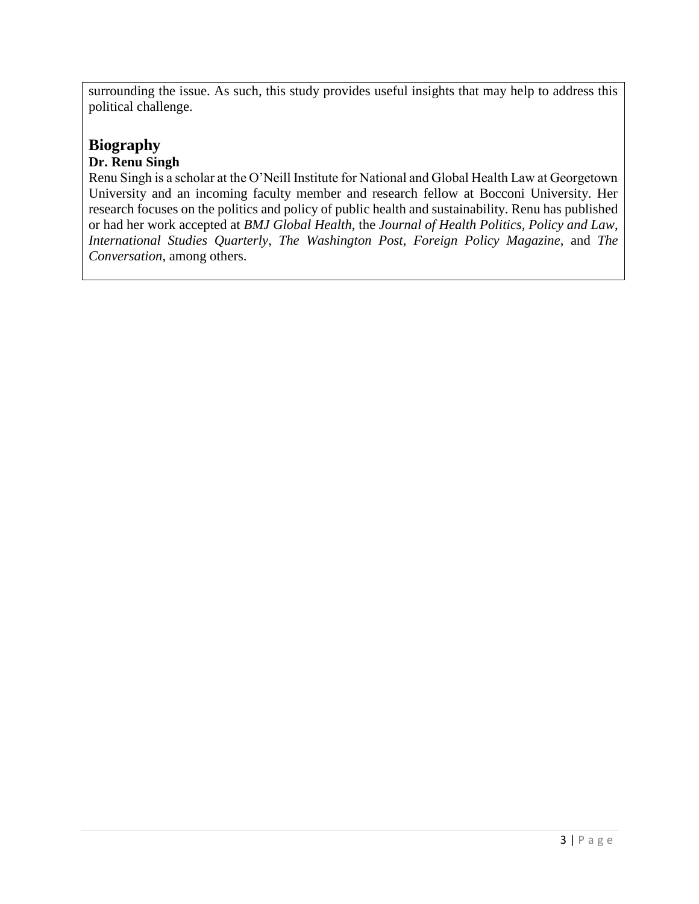surrounding the issue. As such, this study provides useful insights that may help to address this political challenge.

## Biography

**Dr. Renu Singh**

Renu Singh is a scholar at the O'Neill Institute for National and Global Health Law at Georgetown University and an incoming faculty member and research fellow at Bocconi University. Her research focuses on the politics and policy of public health and sustainability. Renu has published or had her work accepted at *BMJ Global Health*, the *Journal of Health Politics, Policy and Law*, *International Studies Quarterly*, *The Washington Post*, *Foreign Policy Magazine*, and *The Conversation*, among others.